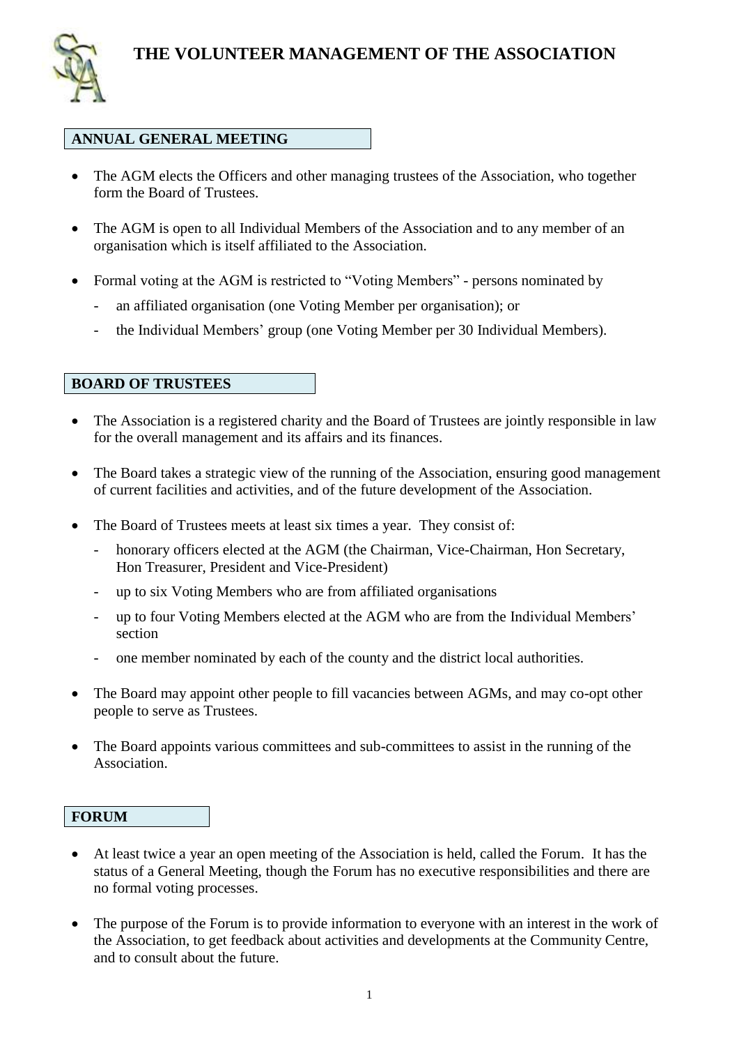# THE VOLUNTEER MANAGEMENT OF THE ASSOCIATION

## ANNUAL GENERAL MEETING

- The AGM elects the Officers and other managing trustees of the Association, who together form the Board of Trustees.
- The AGM is open to all Individual Members of the Association and to any member of an organisation which is itself affiliated to the Association.
- Formal voting at the AGM is restricted to "Voting Members" - persons nominated by
  - an affiliated organisation (one Voting Member per organisation); or
  - the Individual Members' group (one Voting Member per 30 Individual Members).

## BOARD OF TRUSTEES

- The Association is a registered charity and the Board of Trustees are jointly responsible in law for the overall management and its affairs and its finances.
- The Board takes a strategic view of the running of the Association, ensuring good management of current facilities and activities, and of the future development of the Association.
- The Board of Trustees meets at least six times a year. They consist of:
  - honorary officers elected at the AGM (the Chairman, Vice-Chairman, Hon Secretary, Hon Treasurer, President and Vice-President)
  - up to six Voting Members who are from affiliated organisations
  - up to four Voting Members elected at the AGM who are from the Individual Members' section
  - one member nominated by each of the county and the district local authorities.
- The Board may appoint other people to fill vacancies between AGMs, and may co-opt other people to serve as Trustees.
- The Board appoints various committees and sub-committees to assist in the running of the Association.

## FORUM

- At least twice a year an open meeting of the Association is held, called the Forum. It has the status of a General Meeting, though the Forum has no executive responsibilities and there are no formal voting processes.
- The purpose of the Forum is to provide information to everyone with an interest in the work of the Association, to get feedback about activities and developments at the Community Centre, and to consult about the future.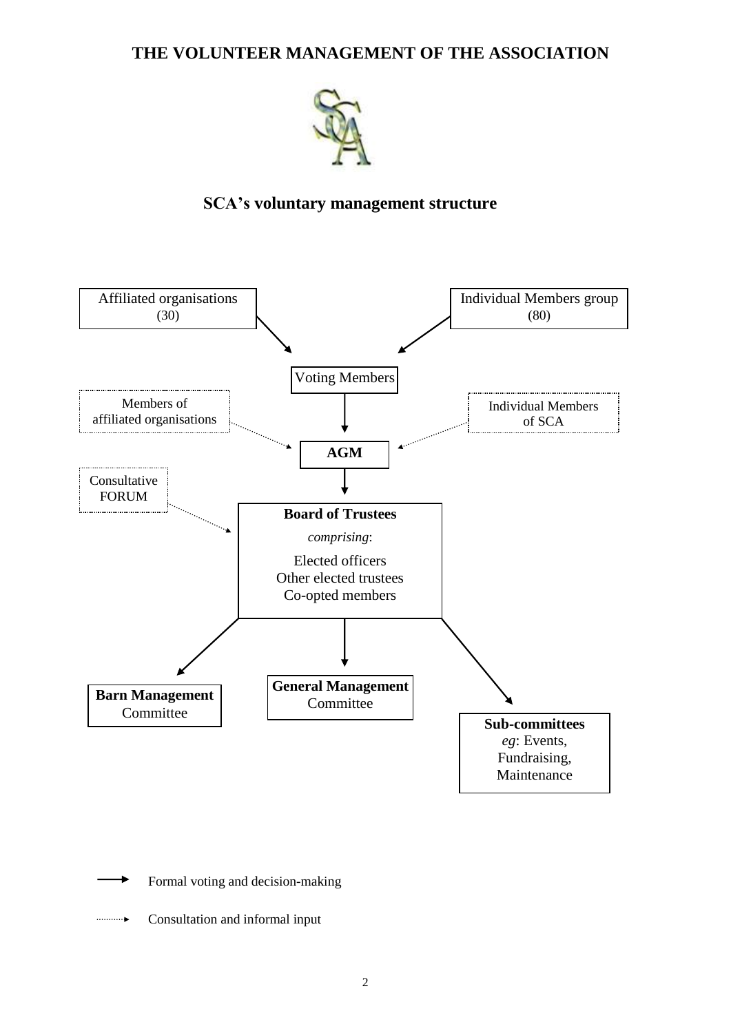# THE VOLUNTEER MANAGEMENT OF THE ASSOCIATION

## SCA's voluntary management structure

Affiliated organisations
(30)

Individual Members group
(80)

Voting Members

Members of
affiliated organisations

Individual Members
of SCA

**AGM**

Consultative
FORUM

**Board of Trustees**

*comprising*:

Elected officers
Other elected trustees
Co-opted members

**Barn Management** Committee

**General Management** Committee

**Sub-committees**
*eg*: Events,
Fundraising,
Maintenance

Formal voting and decision-making

Consultation and informal input